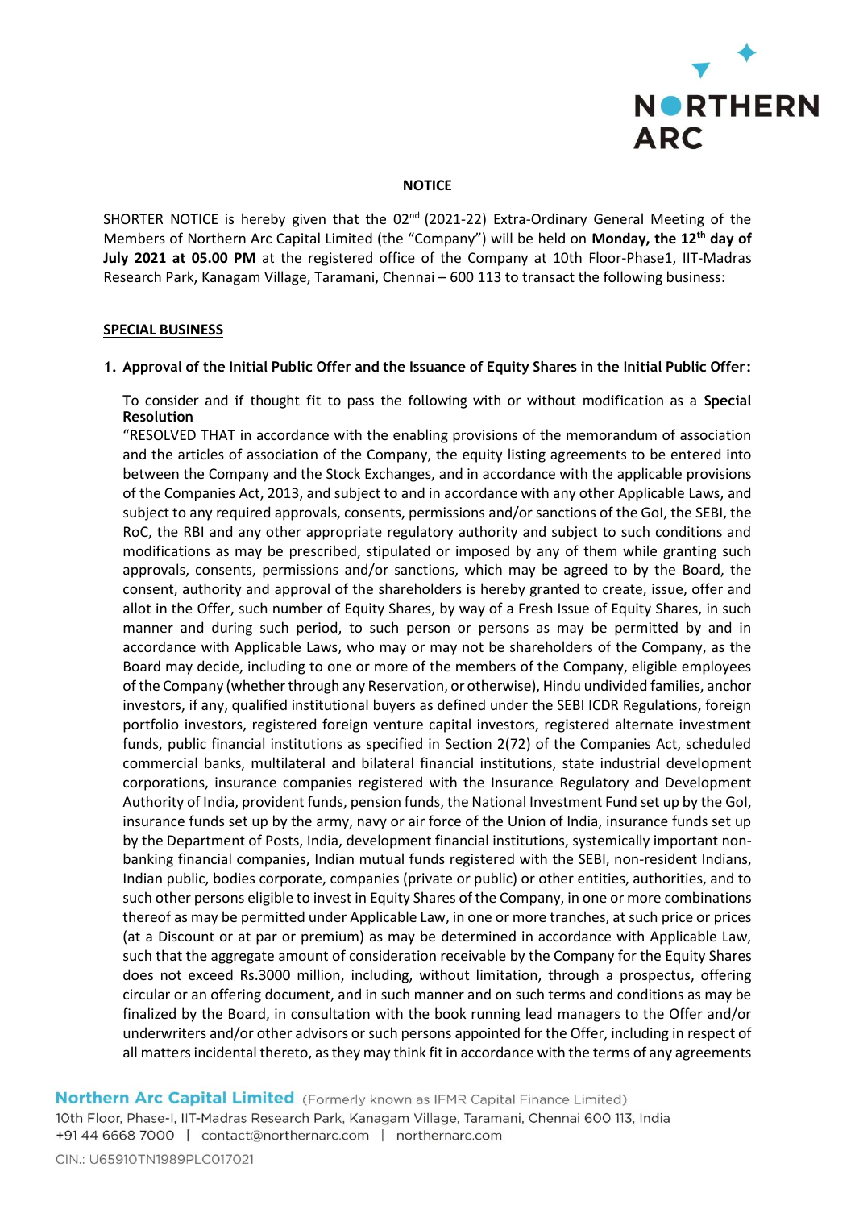# NOTICE

SHORTER NOTICE is hereby given that the 02nd (2021-22) Extra-Ordinary General Meeting of the Members of Northern Arc Capital Limited (the "Company") will be held on **Monday, the 12th day of July 2021 at 05.00 PM** at the registered office of the Company at 10th Floor-Phase1, IIT-Madras Research Park, Kanagam Village, Taramani, Chennai – 600 113 to transact the following business:

## SPECIAL BUSINESS

1. **Approval of the Initial Public Offer and the Issuance of Equity Shares in the Initial Public Offer:**

   To consider and if thought fit to pass the following with or without modification as a **Special Resolution**

   "RESOLVED THAT in accordance with the enabling provisions of the memorandum of association and the articles of association of the Company, the equity listing agreements to be entered into between the Company and the Stock Exchanges, and in accordance with the applicable provisions of the Companies Act, 2013, and subject to and in accordance with any other Applicable Laws, and subject to any required approvals, consents, permissions and/or sanctions of the GoI, the SEBI, the RoC, the RBI and any other appropriate regulatory authority and subject to such conditions and modifications as may be prescribed, stipulated or imposed by any of them while granting such approvals, consents, permissions and/or sanctions, which may be agreed to by the Board, the consent, authority and approval of the shareholders is hereby granted to create, issue, offer and allot in the Offer, such number of Equity Shares, by way of a Fresh Issue of Equity Shares, in such manner and during such period, to such person or persons as may be permitted by and in accordance with Applicable Laws, who may or may not be shareholders of the Company, as the Board may decide, including to one or more of the members of the Company, eligible employees of the Company (whether through any Reservation, or otherwise), Hindu undivided families, anchor investors, if any, qualified institutional buyers as defined under the SEBI ICDR Regulations, foreign portfolio investors, registered foreign venture capital investors, registered alternate investment funds, public financial institutions as specified in Section 2(72) of the Companies Act, scheduled commercial banks, multilateral and bilateral financial institutions, state industrial development corporations, insurance companies registered with the Insurance Regulatory and Development Authority of India, provident funds, pension funds, the National Investment Fund set up by the GoI, insurance funds set up by the army, navy or air force of the Union of India, insurance funds set up by the Department of Posts, India, development financial institutions, systemically important non-banking financial companies, Indian mutual funds registered with the SEBI, non-resident Indians, Indian public, bodies corporate, companies (private or public) or other entities, authorities, and to such other persons eligible to invest in Equity Shares of the Company, in one or more combinations thereof as may be permitted under Applicable Law, in one or more tranches, at such price or prices (at a Discount or at par or premium) as may be determined in accordance with Applicable Law, such that the aggregate amount of consideration receivable by the Company for the Equity Shares does not exceed Rs.3000 million, including, without limitation, through a prospectus, offering circular or an offering document, and in such manner and on such terms and conditions as may be finalized by the Board, in consultation with the book running lead managers to the Offer and/or underwriters and/or other advisors or such persons appointed for the Offer, including in respect of all matters incidental thereto, as they may think fit in accordance with the terms of any agreements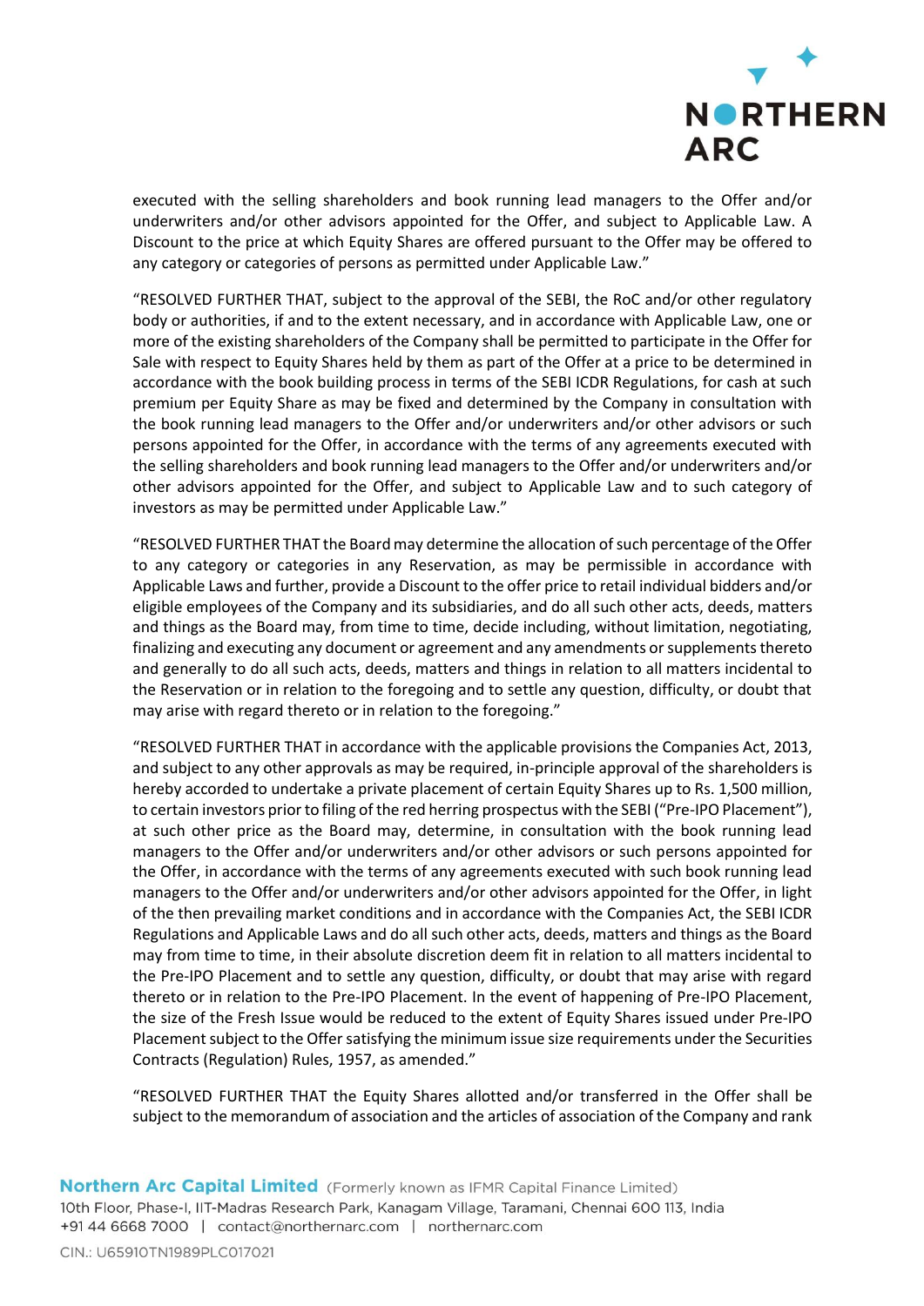executed with the selling shareholders and book running lead managers to the Offer and/or underwriters and/or other advisors appointed for the Offer, and subject to Applicable Law. A Discount to the price at which Equity Shares are offered pursuant to the Offer may be offered to any category or categories of persons as permitted under Applicable Law."

"RESOLVED FURTHER THAT, subject to the approval of the SEBI, the RoC and/or other regulatory body or authorities, if and to the extent necessary, and in accordance with Applicable Law, one or more of the existing shareholders of the Company shall be permitted to participate in the Offer for Sale with respect to Equity Shares held by them as part of the Offer at a price to be determined in accordance with the book building process in terms of the SEBI ICDR Regulations, for cash at such premium per Equity Share as may be fixed and determined by the Company in consultation with the book running lead managers to the Offer and/or underwriters and/or other advisors or such persons appointed for the Offer, in accordance with the terms of any agreements executed with the selling shareholders and book running lead managers to the Offer and/or underwriters and/or other advisors appointed for the Offer, and subject to Applicable Law and to such category of investors as may be permitted under Applicable Law."

"RESOLVED FURTHER THAT the Board may determine the allocation of such percentage of the Offer to any category or categories in any Reservation, as may be permissible in accordance with Applicable Laws and further, provide a Discount to the offer price to retail individual bidders and/or eligible employees of the Company and its subsidiaries, and do all such other acts, deeds, matters and things as the Board may, from time to time, decide including, without limitation, negotiating, finalizing and executing any document or agreement and any amendments or supplements thereto and generally to do all such acts, deeds, matters and things in relation to all matters incidental to the Reservation or in relation to the foregoing and to settle any question, difficulty, or doubt that may arise with regard thereto or in relation to the foregoing."

"RESOLVED FURTHER THAT in accordance with the applicable provisions the Companies Act, 2013, and subject to any other approvals as may be required, in-principle approval of the shareholders is hereby accorded to undertake a private placement of certain Equity Shares up to Rs. 1,500 million, to certain investors prior to filing of the red herring prospectus with the SEBI ("Pre-IPO Placement"), at such other price as the Board may, determine, in consultation with the book running lead managers to the Offer and/or underwriters and/or other advisors or such persons appointed for the Offer, in accordance with the terms of any agreements executed with such book running lead managers to the Offer and/or underwriters and/or other advisors appointed for the Offer, in light of the then prevailing market conditions and in accordance with the Companies Act, the SEBI ICDR Regulations and Applicable Laws and do all such other acts, deeds, matters and things as the Board may from time to time, in their absolute discretion deem fit in relation to all matters incidental to the Pre-IPO Placement and to settle any question, difficulty, or doubt that may arise with regard thereto or in relation to the Pre-IPO Placement. In the event of happening of Pre-IPO Placement, the size of the Fresh Issue would be reduced to the extent of Equity Shares issued under Pre-IPO Placement subject to the Offer satisfying the minimum issue size requirements under the Securities Contracts (Regulation) Rules, 1957, as amended."

"RESOLVED FURTHER THAT the Equity Shares allotted and/or transferred in the Offer shall be subject to the memorandum of association and the articles of association of the Company and rank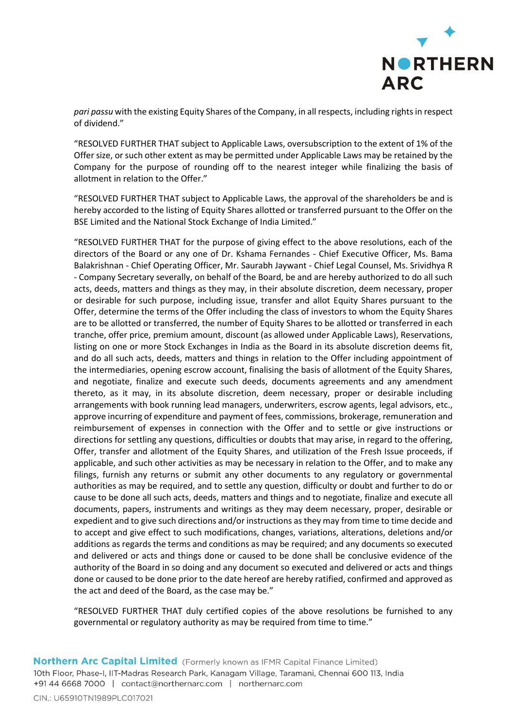*pari passu* with the existing Equity Shares of the Company, in all respects, including rights in respect of dividend."

"RESOLVED FURTHER THAT subject to Applicable Laws, oversubscription to the extent of 1% of the Offer size, or such other extent as may be permitted under Applicable Laws may be retained by the Company for the purpose of rounding off to the nearest integer while finalizing the basis of allotment in relation to the Offer."

"RESOLVED FURTHER THAT subject to Applicable Laws, the approval of the shareholders be and is hereby accorded to the listing of Equity Shares allotted or transferred pursuant to the Offer on the BSE Limited and the National Stock Exchange of India Limited."

"RESOLVED FURTHER THAT for the purpose of giving effect to the above resolutions, each of the directors of the Board or any one of Dr. Kshama Fernandes - Chief Executive Officer, Ms. Bama Balakrishnan - Chief Operating Officer, Mr. Saurabh Jaywant - Chief Legal Counsel, Ms. Srividhya R - Company Secretary severally, on behalf of the Board, be and are hereby authorized to do all such acts, deeds, matters and things as they may, in their absolute discretion, deem necessary, proper or desirable for such purpose, including issue, transfer and allot Equity Shares pursuant to the Offer, determine the terms of the Offer including the class of investors to whom the Equity Shares are to be allotted or transferred, the number of Equity Shares to be allotted or transferred in each tranche, offer price, premium amount, discount (as allowed under Applicable Laws), Reservations, listing on one or more Stock Exchanges in India as the Board in its absolute discretion deems fit, and do all such acts, deeds, matters and things in relation to the Offer including appointment of the intermediaries, opening escrow account, finalising the basis of allotment of the Equity Shares, and negotiate, finalize and execute such deeds, documents agreements and any amendment thereto, as it may, in its absolute discretion, deem necessary, proper or desirable including arrangements with book running lead managers, underwriters, escrow agents, legal advisors, etc., approve incurring of expenditure and payment of fees, commissions, brokerage, remuneration and reimbursement of expenses in connection with the Offer and to settle or give instructions or directions for settling any questions, difficulties or doubts that may arise, in regard to the offering, Offer, transfer and allotment of the Equity Shares, and utilization of the Fresh Issue proceeds, if applicable, and such other activities as may be necessary in relation to the Offer, and to make any filings, furnish any returns or submit any other documents to any regulatory or governmental authorities as may be required, and to settle any question, difficulty or doubt and further to do or cause to be done all such acts, deeds, matters and things and to negotiate, finalize and execute all documents, papers, instruments and writings as they may deem necessary, proper, desirable or expedient and to give such directions and/or instructions as they may from time to time decide and to accept and give effect to such modifications, changes, variations, alterations, deletions and/or additions as regards the terms and conditions as may be required; and any documents so executed and delivered or acts and things done or caused to be done shall be conclusive evidence of the authority of the Board in so doing and any document so executed and delivered or acts and things done or caused to be done prior to the date hereof are hereby ratified, confirmed and approved as the act and deed of the Board, as the case may be."

"RESOLVED FURTHER THAT duly certified copies of the above resolutions be furnished to any governmental or regulatory authority as may be required from time to time."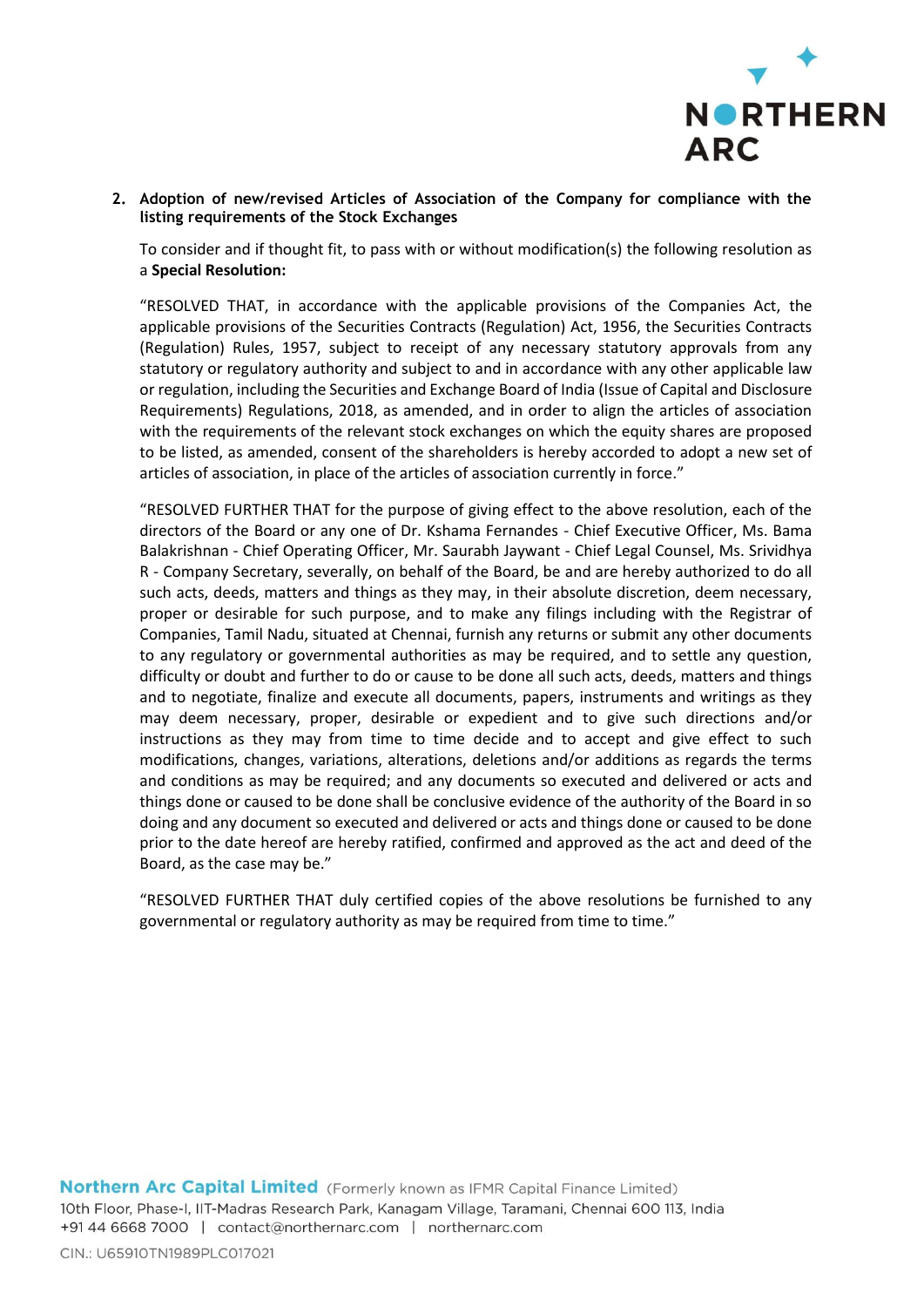**2. Adoption of new/revised Articles of Association of the Company for compliance with the listing requirements of the Stock Exchanges**

To consider and if thought fit, to pass with or without modification(s) the following resolution as a **Special Resolution:**

"RESOLVED THAT, in accordance with the applicable provisions of the Companies Act, the applicable provisions of the Securities Contracts (Regulation) Act, 1956, the Securities Contracts (Regulation) Rules, 1957, subject to receipt of any necessary statutory approvals from any statutory or regulatory authority and subject to and in accordance with any other applicable law or regulation, including the Securities and Exchange Board of India (Issue of Capital and Disclosure Requirements) Regulations, 2018, as amended, and in order to align the articles of association with the requirements of the relevant stock exchanges on which the equity shares are proposed to be listed, as amended, consent of the shareholders is hereby accorded to adopt a new set of articles of association, in place of the articles of association currently in force."

"RESOLVED FURTHER THAT for the purpose of giving effect to the above resolution, each of the directors of the Board or any one of Dr. Kshama Fernandes - Chief Executive Officer, Ms. Bama Balakrishnan - Chief Operating Officer, Mr. Saurabh Jaywant - Chief Legal Counsel, Ms. Srividhya R - Company Secretary, severally, on behalf of the Board, be and are hereby authorized to do all such acts, deeds, matters and things as they may, in their absolute discretion, deem necessary, proper or desirable for such purpose, and to make any filings including with the Registrar of Companies, Tamil Nadu, situated at Chennai, furnish any returns or submit any other documents to any regulatory or governmental authorities as may be required, and to settle any question, difficulty or doubt and further to do or cause to be done all such acts, deeds, matters and things and to negotiate, finalize and execute all documents, papers, instruments and writings as they may deem necessary, proper, desirable or expedient and to give such directions and/or instructions as they may from time to time decide and to accept and give effect to such modifications, changes, variations, alterations, deletions and/or additions as regards the terms and conditions as may be required; and any documents so executed and delivered or acts and things done or caused to be done shall be conclusive evidence of the authority of the Board in so doing and any document so executed and delivered or acts and things done or caused to be done prior to the date hereof are hereby ratified, confirmed and approved as the act and deed of the Board, as the case may be."

"RESOLVED FURTHER THAT duly certified copies of the above resolutions be furnished to any governmental or regulatory authority as may be required from time to time."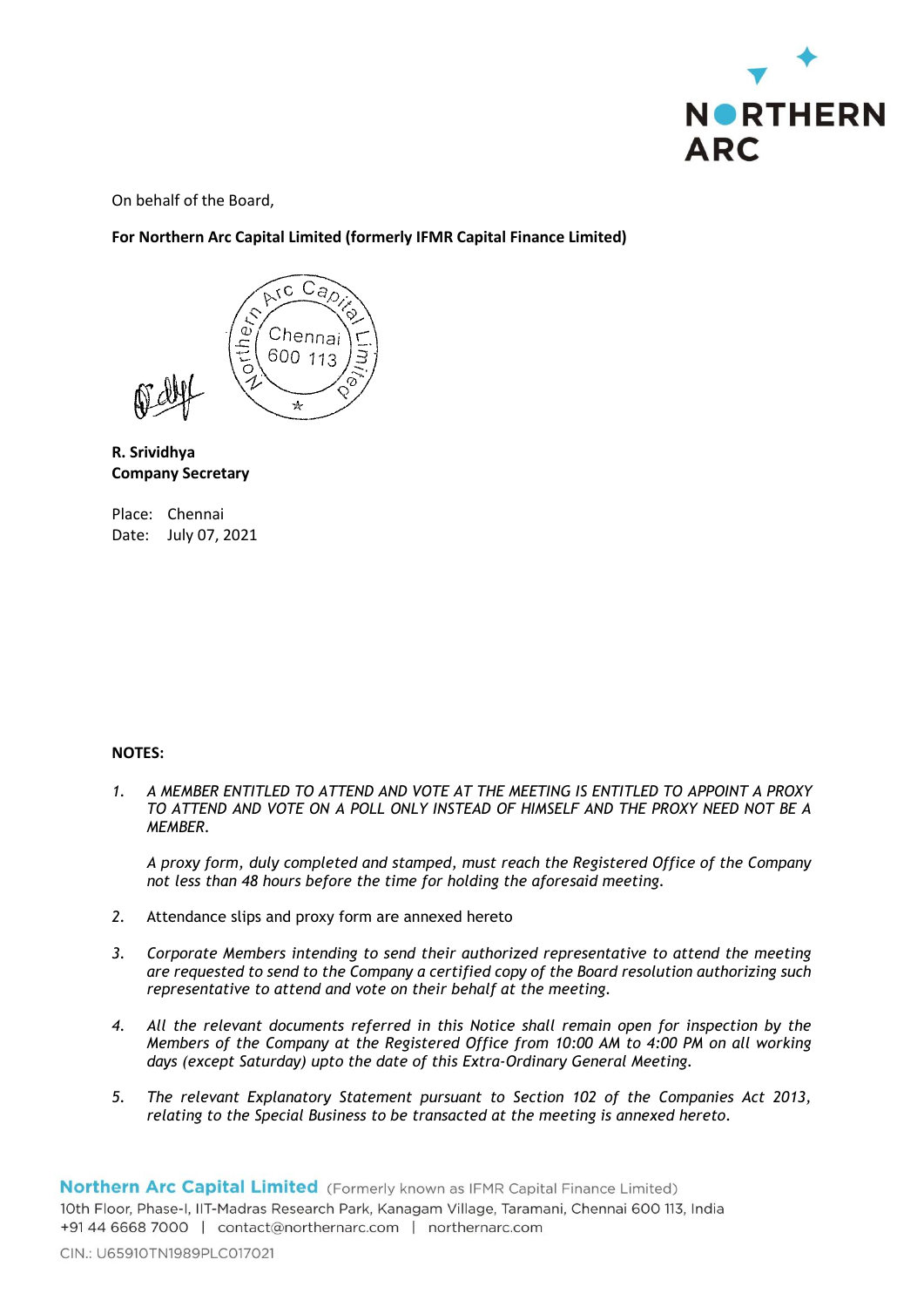On behalf of the Board,

**For Northern Arc Capital Limited (formerly IFMR Capital Finance Limited)**

**R. Srividhya**
**Company Secretary**

Place: Chennai
Date: July 07, 2021

**NOTES:**

1. *A MEMBER ENTITLED TO ATTEND AND VOTE AT THE MEETING IS ENTITLED TO APPOINT A PROXY TO ATTEND AND VOTE ON A POLL ONLY INSTEAD OF HIMSELF AND THE PROXY NEED NOT BE A MEMBER.*

   *A proxy form, duly completed and stamped, must reach the Registered Office of the Company not less than 48 hours before the time for holding the aforesaid meeting.*

2. Attendance slips and proxy form are annexed hereto

3. *Corporate Members intending to send their authorized representative to attend the meeting are requested to send to the Company a certified copy of the Board resolution authorizing such representative to attend and vote on their behalf at the meeting.*

4. *All the relevant documents referred in this Notice shall remain open for inspection by the Members of the Company at the Registered Office from 10:00 AM to 4:00 PM on all working days (except Saturday) upto the date of this Extra-Ordinary General Meeting.*

5. *The relevant Explanatory Statement pursuant to Section 102 of the Companies Act 2013, relating to the Special Business to be transacted at the meeting is annexed hereto.*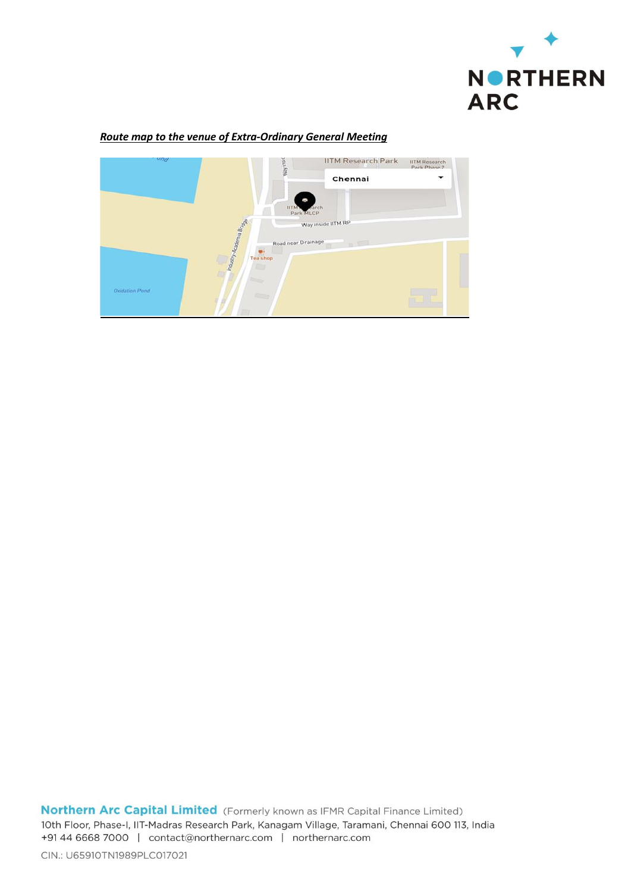***Route map to the venue of Extra-Ordinary General Meeting***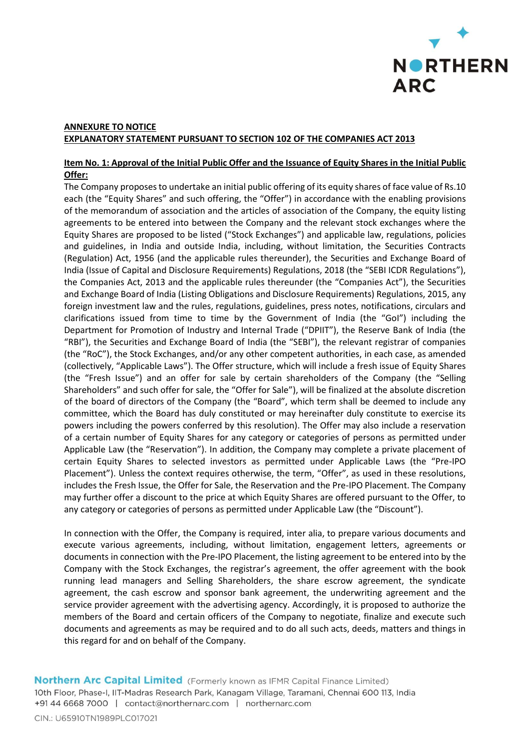**ANNEXURE TO NOTICE**
**EXPLANATORY STATEMENT PURSUANT TO SECTION 102 OF THE COMPANIES ACT 2013**

**Item No. 1: Approval of the Initial Public Offer and the Issuance of Equity Shares in the Initial Public Offer:**

The Company proposes to undertake an initial public offering of its equity shares of face value of Rs.10 each (the "Equity Shares" and such offering, the "Offer") in accordance with the enabling provisions of the memorandum of association and the articles of association of the Company, the equity listing agreements to be entered into between the Company and the relevant stock exchanges where the Equity Shares are proposed to be listed ("Stock Exchanges") and applicable law, regulations, policies and guidelines, in India and outside India, including, without limitation, the Securities Contracts (Regulation) Act, 1956 (and the applicable rules thereunder), the Securities and Exchange Board of India (Issue of Capital and Disclosure Requirements) Regulations, 2018 (the "SEBI ICDR Regulations"), the Companies Act, 2013 and the applicable rules thereunder (the "Companies Act"), the Securities and Exchange Board of India (Listing Obligations and Disclosure Requirements) Regulations, 2015, any foreign investment law and the rules, regulations, guidelines, press notes, notifications, circulars and clarifications issued from time to time by the Government of India (the "GoI") including the Department for Promotion of Industry and Internal Trade ("DPIIT"), the Reserve Bank of India (the "RBI"), the Securities and Exchange Board of India (the "SEBI"), the relevant registrar of companies (the "RoC"), the Stock Exchanges, and/or any other competent authorities, in each case, as amended (collectively, "Applicable Laws"). The Offer structure, which will include a fresh issue of Equity Shares (the "Fresh Issue") and an offer for sale by certain shareholders of the Company (the "Selling Shareholders" and such offer for sale, the "Offer for Sale"), will be finalized at the absolute discretion of the board of directors of the Company (the "Board", which term shall be deemed to include any committee, which the Board has duly constituted or may hereinafter duly constitute to exercise its powers including the powers conferred by this resolution). The Offer may also include a reservation of a certain number of Equity Shares for any category or categories of persons as permitted under Applicable Law (the "Reservation"). In addition, the Company may complete a private placement of certain Equity Shares to selected investors as permitted under Applicable Laws (the "Pre-IPO Placement"). Unless the context requires otherwise, the term, "Offer", as used in these resolutions, includes the Fresh Issue, the Offer for Sale, the Reservation and the Pre-IPO Placement. The Company may further offer a discount to the price at which Equity Shares are offered pursuant to the Offer, to any category or categories of persons as permitted under Applicable Law (the "Discount").

In connection with the Offer, the Company is required, inter alia, to prepare various documents and execute various agreements, including, without limitation, engagement letters, agreements or documents in connection with the Pre-IPO Placement, the listing agreement to be entered into by the Company with the Stock Exchanges, the registrar's agreement, the offer agreement with the book running lead managers and Selling Shareholders, the share escrow agreement, the syndicate agreement, the cash escrow and sponsor bank agreement, the underwriting agreement and the service provider agreement with the advertising agency. Accordingly, it is proposed to authorize the members of the Board and certain officers of the Company to negotiate, finalize and execute such documents and agreements as may be required and to do all such acts, deeds, matters and things in this regard for and on behalf of the Company.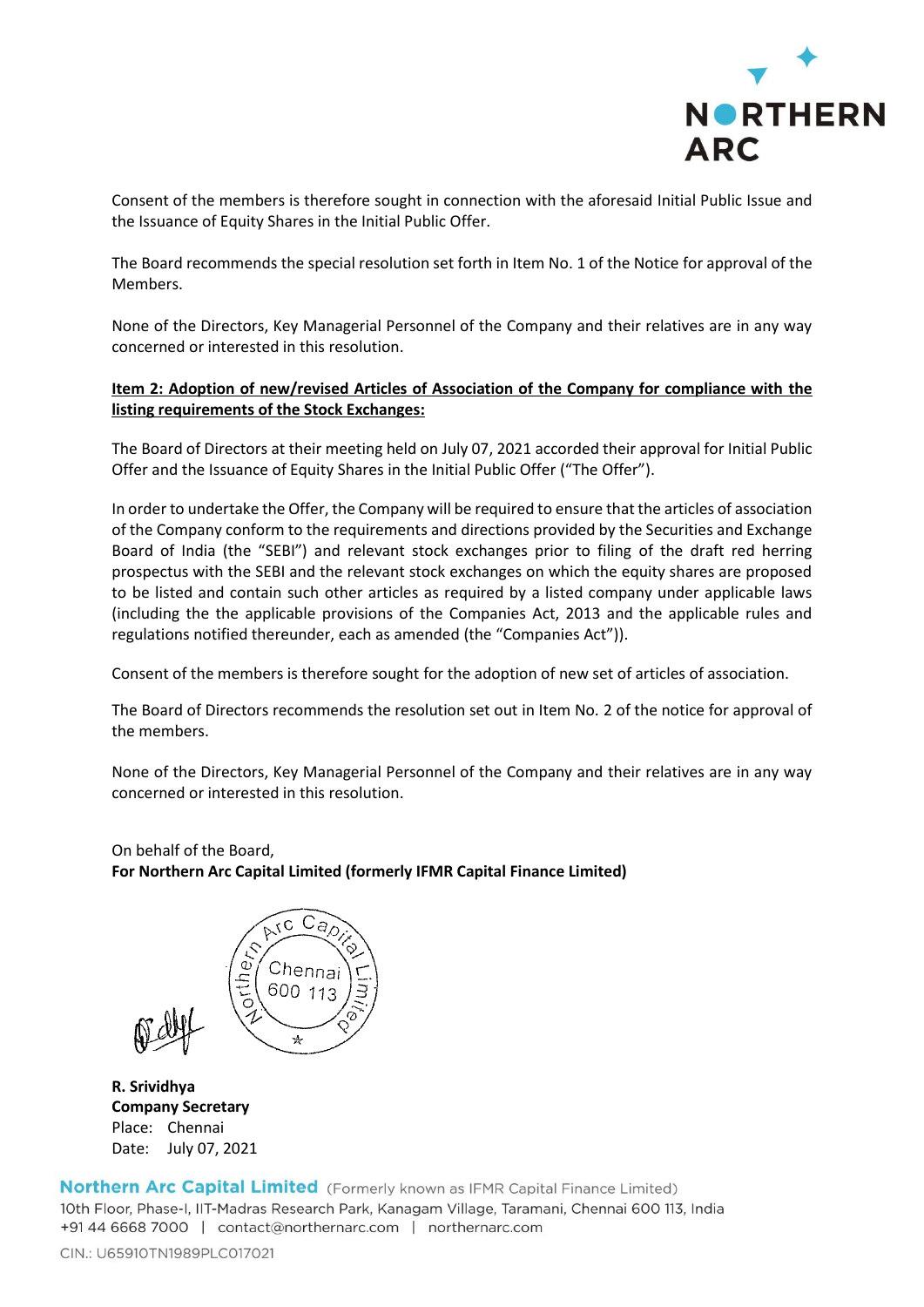Consent of the members is therefore sought in connection with the aforesaid Initial Public Issue and the Issuance of Equity Shares in the Initial Public Offer.

The Board recommends the special resolution set forth in Item No. 1 of the Notice for approval of the Members.

None of the Directors, Key Managerial Personnel of the Company and their relatives are in any way concerned or interested in this resolution.

**Item 2: Adoption of new/revised Articles of Association of the Company for compliance with the listing requirements of the Stock Exchanges:**

The Board of Directors at their meeting held on July 07, 2021 accorded their approval for Initial Public Offer and the Issuance of Equity Shares in the Initial Public Offer ("The Offer").

In order to undertake the Offer, the Company will be required to ensure that the articles of association of the Company conform to the requirements and directions provided by the Securities and Exchange Board of India (the "SEBI") and relevant stock exchanges prior to filing of the draft red herring prospectus with the SEBI and the relevant stock exchanges on which the equity shares are proposed to be listed and contain such other articles as required by a listed company under applicable laws (including the the applicable provisions of the Companies Act, 2013 and the applicable rules and regulations notified thereunder, each as amended (the "Companies Act")).

Consent of the members is therefore sought for the adoption of new set of articles of association.

The Board of Directors recommends the resolution set out in Item No. 2 of the notice for approval of the members.

None of the Directors, Key Managerial Personnel of the Company and their relatives are in any way concerned or interested in this resolution.

On behalf of the Board,
**For Northern Arc Capital Limited (formerly IFMR Capital Finance Limited)**

**R. Srividhya**
**Company Secretary**
Place: Chennai
Date: July 07, 2021

**Northern Arc Capital Limited** (Formerly known as IFMR Capital Finance Limited)
10th Floor, Phase-I, IIT-Madras Research Park, Kanagam Village, Taramani, Chennai 600 113, India
+91 44 6668 7000 | contact@northernarc.com | northernarc.com

CIN.: U65910TN1989PLC017021